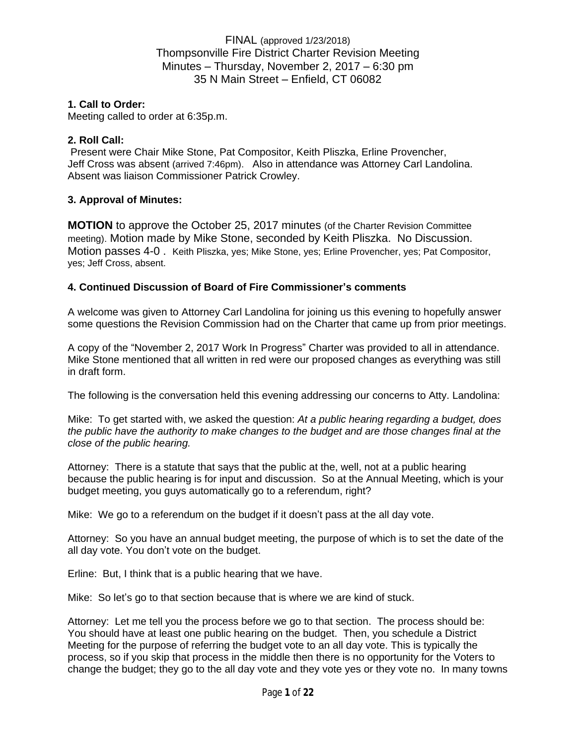FINAL (approved 1/23/2018)
Thompsonville Fire District Charter Revision Meeting
Minutes – Thursday, November 2, 2017 – 6:30 pm
35 N Main Street – Enfield, CT 06082

**1. Call to Order:**
Meeting called to order at 6:35p.m.

**2. Roll Call:**
Present were Chair Mike Stone, Pat Compositor, Keith Pliszka, Erline Provencher, Jeff Cross was absent (arrived 7:46pm). Also in attendance was Attorney Carl Landolina. Absent was liaison Commissioner Patrick Crowley.

**3. Approval of Minutes:**

**MOTION** to approve the October 25, 2017 minutes (of the Charter Revision Committee meeting). Motion made by Mike Stone, seconded by Keith Pliszka. No Discussion. Motion passes 4-0 . Keith Pliszka, yes; Mike Stone, yes; Erline Provencher, yes; Pat Compositor, yes; Jeff Cross, absent.

**4. Continued Discussion of Board of Fire Commissioner's comments**

A welcome was given to Attorney Carl Landolina for joining us this evening to hopefully answer some questions the Revision Commission had on the Charter that came up from prior meetings.

A copy of the "November 2, 2017 Work In Progress" Charter was provided to all in attendance. Mike Stone mentioned that all written in red were our proposed changes as everything was still in draft form.

The following is the conversation held this evening addressing our concerns to Atty. Landolina:

Mike: To get started with, we asked the question: *At a public hearing regarding a budget, does the public have the authority to make changes to the budget and are those changes final at the close of the public hearing.*

Attorney: There is a statute that says that the public at the, well, not at a public hearing because the public hearing is for input and discussion. So at the Annual Meeting, which is your budget meeting, you guys automatically go to a referendum, right?

Mike: We go to a referendum on the budget if it doesn't pass at the all day vote.

Attorney: So you have an annual budget meeting, the purpose of which is to set the date of the all day vote. You don't vote on the budget.

Erline: But, I think that is a public hearing that we have.

Mike: So let's go to that section because that is where we are kind of stuck.

Attorney: Let me tell you the process before we go to that section. The process should be: You should have at least one public hearing on the budget. Then, you schedule a District Meeting for the purpose of referring the budget vote to an all day vote. This is typically the process, so if you skip that process in the middle then there is no opportunity for the Voters to change the budget; they go to the all day vote and they vote yes or they vote no. In many towns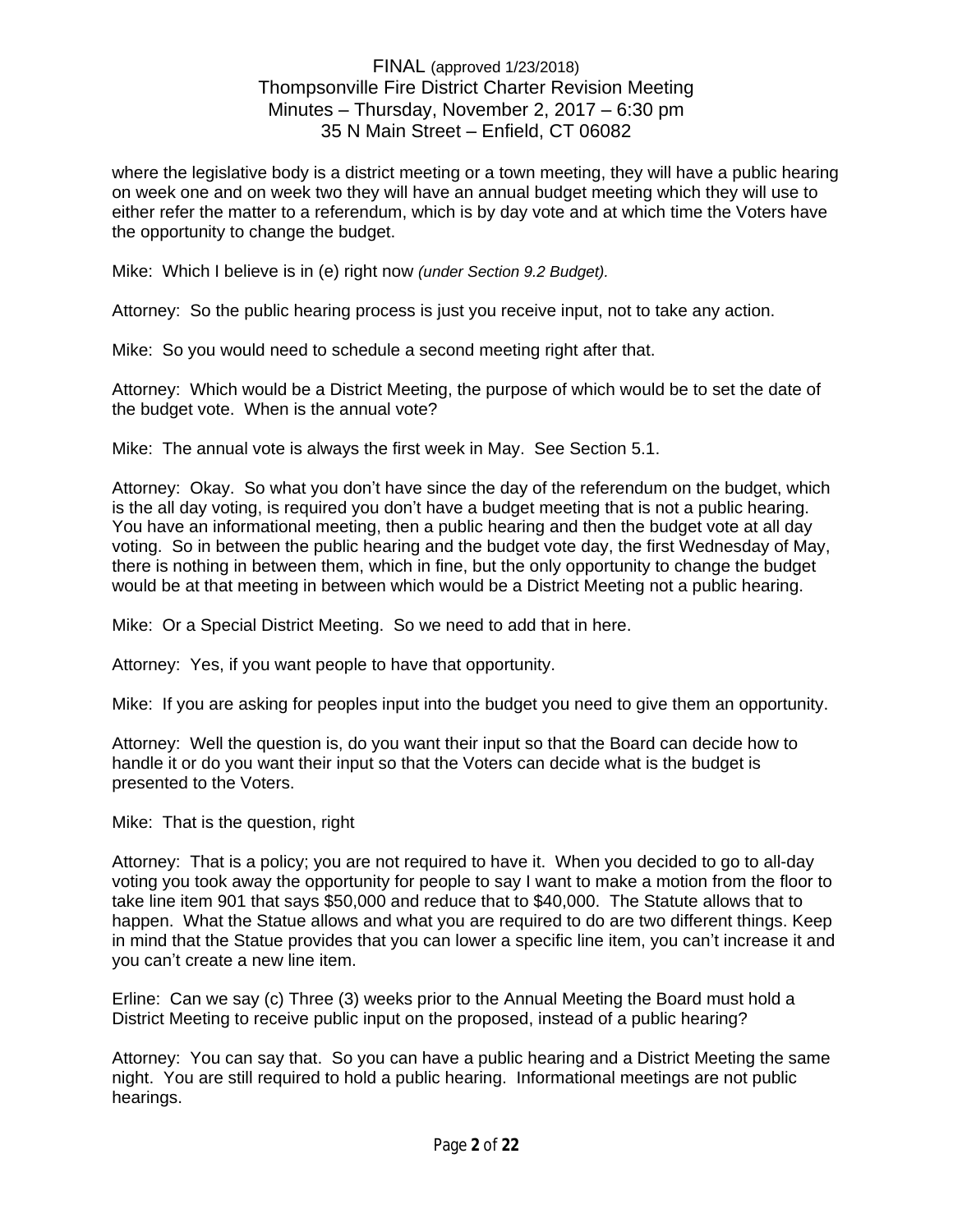where the legislative body is a district meeting or a town meeting, they will have a public hearing on week one and on week two they will have an annual budget meeting which they will use to either refer the matter to a referendum, which is by day vote and at which time the Voters have the opportunity to change the budget.

Mike: Which I believe is in (e) right now *(under Section 9.2 Budget).*

Attorney: So the public hearing process is just you receive input, not to take any action.

Mike: So you would need to schedule a second meeting right after that.

Attorney: Which would be a District Meeting, the purpose of which would be to set the date of the budget vote. When is the annual vote?

Mike: The annual vote is always the first week in May. See Section 5.1.

Attorney: Okay. So what you don't have since the day of the referendum on the budget, which is the all day voting, is required you don't have a budget meeting that is not a public hearing. You have an informational meeting, then a public hearing and then the budget vote at all day voting. So in between the public hearing and the budget vote day, the first Wednesday of May, there is nothing in between them, which in fine, but the only opportunity to change the budget would be at that meeting in between which would be a District Meeting not a public hearing.

Mike: Or a Special District Meeting. So we need to add that in here.

Attorney: Yes, if you want people to have that opportunity.

Mike: If you are asking for peoples input into the budget you need to give them an opportunity.

Attorney: Well the question is, do you want their input so that the Board can decide how to handle it or do you want their input so that the Voters can decide what is the budget is presented to the Voters.

Mike: That is the question, right

Attorney: That is a policy; you are not required to have it. When you decided to go to all-day voting you took away the opportunity for people to say I want to make a motion from the floor to take line item 901 that says $50,000 and reduce that to $40,000. The Statute allows that to happen. What the Statue allows and what you are required to do are two different things. Keep in mind that the Statue provides that you can lower a specific line item, you can't increase it and you can't create a new line item.

Erline: Can we say (c) Three (3) weeks prior to the Annual Meeting the Board must hold a District Meeting to receive public input on the proposed, instead of a public hearing?

Attorney: You can say that. So you can have a public hearing and a District Meeting the same night. You are still required to hold a public hearing. Informational meetings are not public hearings.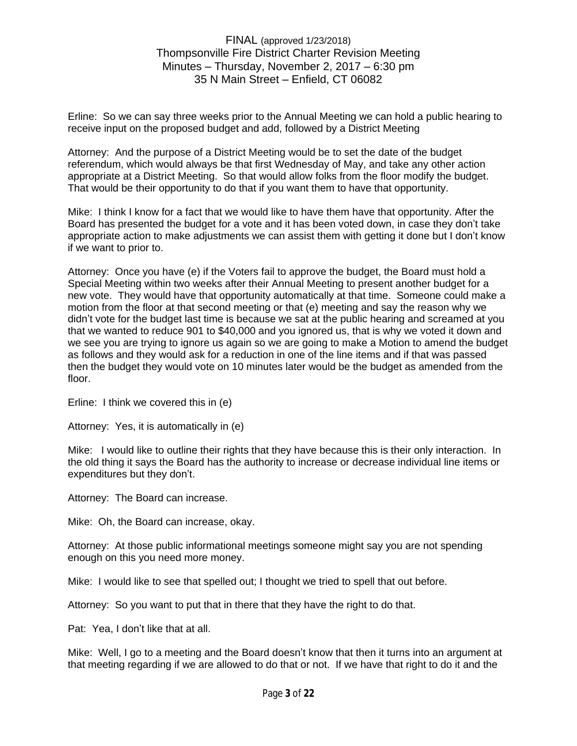Erline: So we can say three weeks prior to the Annual Meeting we can hold a public hearing to receive input on the proposed budget and add, followed by a District Meeting

Attorney: And the purpose of a District Meeting would be to set the date of the budget referendum, which would always be that first Wednesday of May, and take any other action appropriate at a District Meeting. So that would allow folks from the floor modify the budget. That would be their opportunity to do that if you want them to have that opportunity.

Mike: I think I know for a fact that we would like to have them have that opportunity. After the Board has presented the budget for a vote and it has been voted down, in case they don't take appropriate action to make adjustments we can assist them with getting it done but I don't know if we want to prior to.

Attorney: Once you have (e) if the Voters fail to approve the budget, the Board must hold a Special Meeting within two weeks after their Annual Meeting to present another budget for a new vote. They would have that opportunity automatically at that time. Someone could make a motion from the floor at that second meeting or that (e) meeting and say the reason why we didn't vote for the budget last time is because we sat at the public hearing and screamed at you that we wanted to reduce 901 to $40,000 and you ignored us, that is why we voted it down and we see you are trying to ignore us again so we are going to make a Motion to amend the budget as follows and they would ask for a reduction in one of the line items and if that was passed then the budget they would vote on 10 minutes later would be the budget as amended from the floor.

Erline: I think we covered this in (e)

Attorney: Yes, it is automatically in (e)

Mike: I would like to outline their rights that they have because this is their only interaction. In the old thing it says the Board has the authority to increase or decrease individual line items or expenditures but they don't.

Attorney: The Board can increase.

Mike: Oh, the Board can increase, okay.

Attorney: At those public informational meetings someone might say you are not spending enough on this you need more money.

Mike: I would like to see that spelled out; I thought we tried to spell that out before.

Attorney: So you want to put that in there that they have the right to do that.

Pat: Yea, I don't like that at all.

Mike: Well, I go to a meeting and the Board doesn't know that then it turns into an argument at that meeting regarding if we are allowed to do that or not. If we have that right to do it and the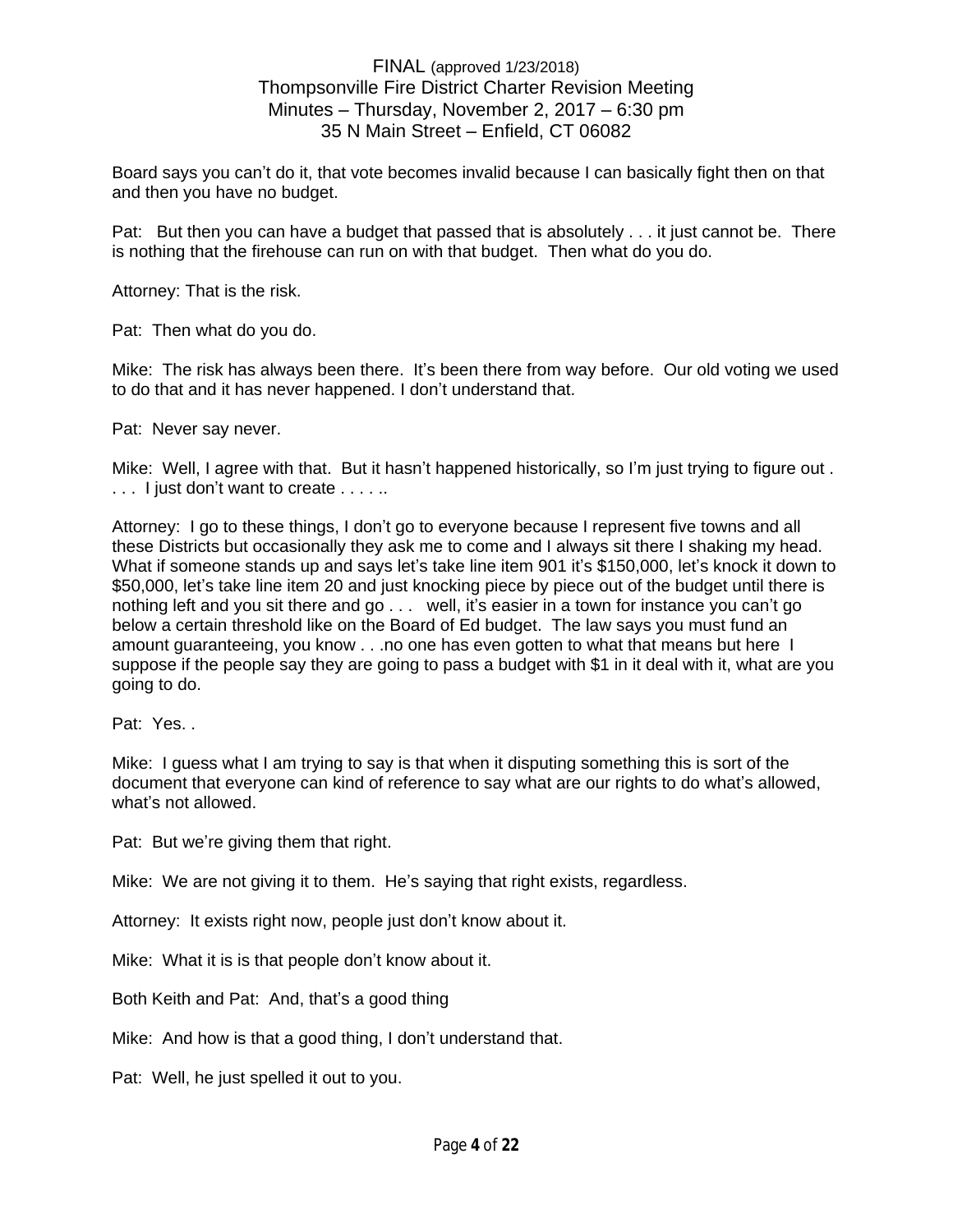Board says you can't do it, that vote becomes invalid because I can basically fight then on that and then you have no budget.

Pat: But then you can have a budget that passed that is absolutely . . . it just cannot be. There is nothing that the firehouse can run on with that budget. Then what do you do.

Attorney: That is the risk.

Pat: Then what do you do.

Mike: The risk has always been there. It's been there from way before. Our old voting we used to do that and it has never happened. I don't understand that.

Pat: Never say never.

Mike: Well, I agree with that. But it hasn't happened historically, so I'm just trying to figure out . . . . I just don't want to create . . . . ..

Attorney: I go to these things, I don't go to everyone because I represent five towns and all these Districts but occasionally they ask me to come and I always sit there I shaking my head. What if someone stands up and says let's take line item 901 it's $150,000, let's knock it down to $50,000, let's take line item 20 and just knocking piece by piece out of the budget until there is nothing left and you sit there and go . . . well, it's easier in a town for instance you can't go below a certain threshold like on the Board of Ed budget. The law says you must fund an amount guaranteeing, you know . . .no one has even gotten to what that means but here I suppose if the people say they are going to pass a budget with $1 in it deal with it, what are you going to do.

Pat: Yes. .

Mike: I guess what I am trying to say is that when it disputing something this is sort of the document that everyone can kind of reference to say what are our rights to do what's allowed, what's not allowed.

Pat: But we're giving them that right.

Mike: We are not giving it to them. He's saying that right exists, regardless.

Attorney: It exists right now, people just don't know about it.

Mike: What it is is that people don't know about it.

Both Keith and Pat: And, that's a good thing

Mike: And how is that a good thing, I don't understand that.

Pat: Well, he just spelled it out to you.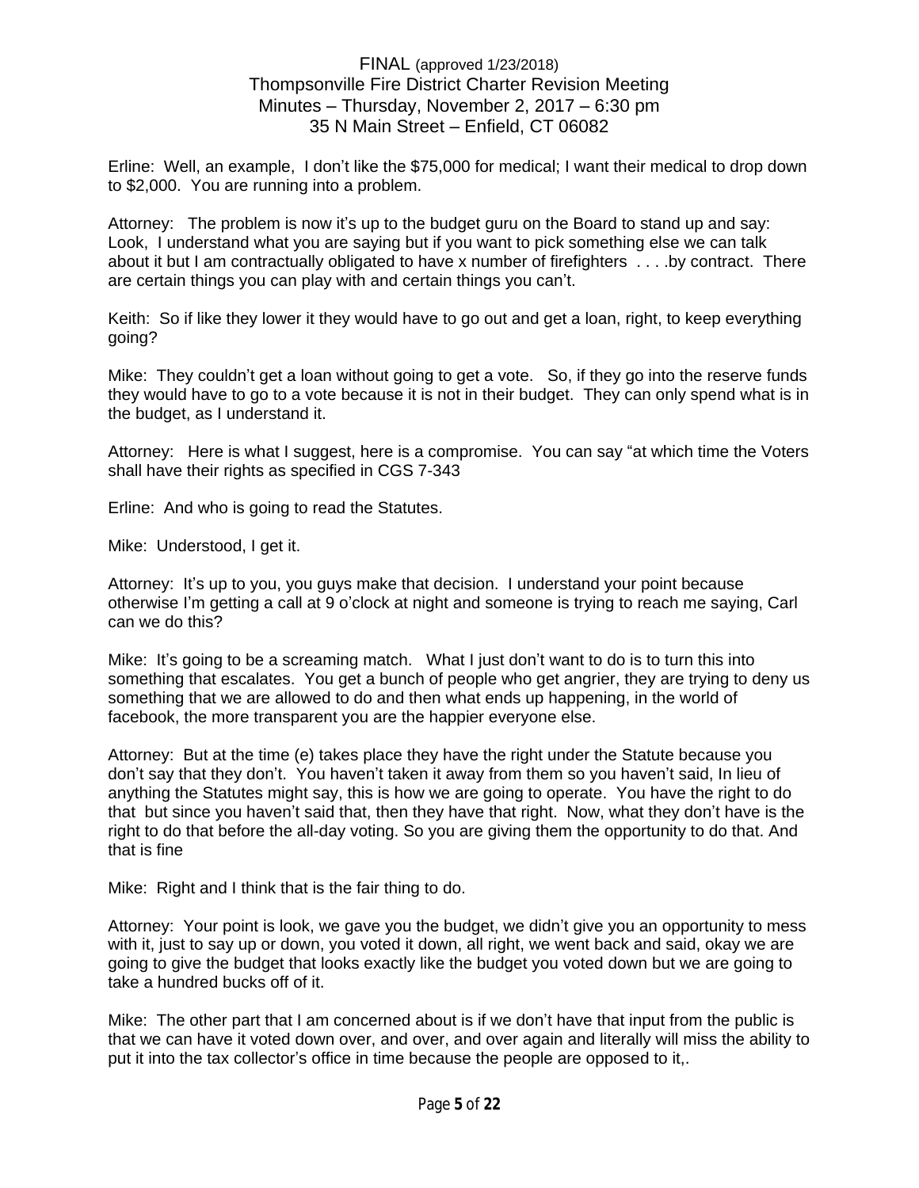Erline: Well, an example, I don't like the $75,000 for medical; I want their medical to drop down to $2,000. You are running into a problem.

Attorney: The problem is now it's up to the budget guru on the Board to stand up and say: Look, I understand what you are saying but if you want to pick something else we can talk about it but I am contractually obligated to have x number of firefighters . . . .by contract. There are certain things you can play with and certain things you can't.

Keith: So if like they lower it they would have to go out and get a loan, right, to keep everything going?

Mike: They couldn't get a loan without going to get a vote. So, if they go into the reserve funds they would have to go to a vote because it is not in their budget. They can only spend what is in the budget, as I understand it.

Attorney: Here is what I suggest, here is a compromise. You can say "at which time the Voters shall have their rights as specified in CGS 7-343

Erline: And who is going to read the Statutes.

Mike: Understood, I get it.

Attorney: It's up to you, you guys make that decision. I understand your point because otherwise I'm getting a call at 9 o'clock at night and someone is trying to reach me saying, Carl can we do this?

Mike: It's going to be a screaming match. What I just don't want to do is to turn this into something that escalates. You get a bunch of people who get angrier, they are trying to deny us something that we are allowed to do and then what ends up happening, in the world of facebook, the more transparent you are the happier everyone else.

Attorney: But at the time (e) takes place they have the right under the Statute because you don't say that they don't. You haven't taken it away from them so you haven't said, In lieu of anything the Statutes might say, this is how we are going to operate. You have the right to do that but since you haven't said that, then they have that right. Now, what they don't have is the right to do that before the all-day voting. So you are giving them the opportunity to do that. And that is fine

Mike: Right and I think that is the fair thing to do.

Attorney: Your point is look, we gave you the budget, we didn't give you an opportunity to mess with it, just to say up or down, you voted it down, all right, we went back and said, okay we are going to give the budget that looks exactly like the budget you voted down but we are going to take a hundred bucks off of it.

Mike: The other part that I am concerned about is if we don't have that input from the public is that we can have it voted down over, and over, and over again and literally will miss the ability to put it into the tax collector's office in time because the people are opposed to it,.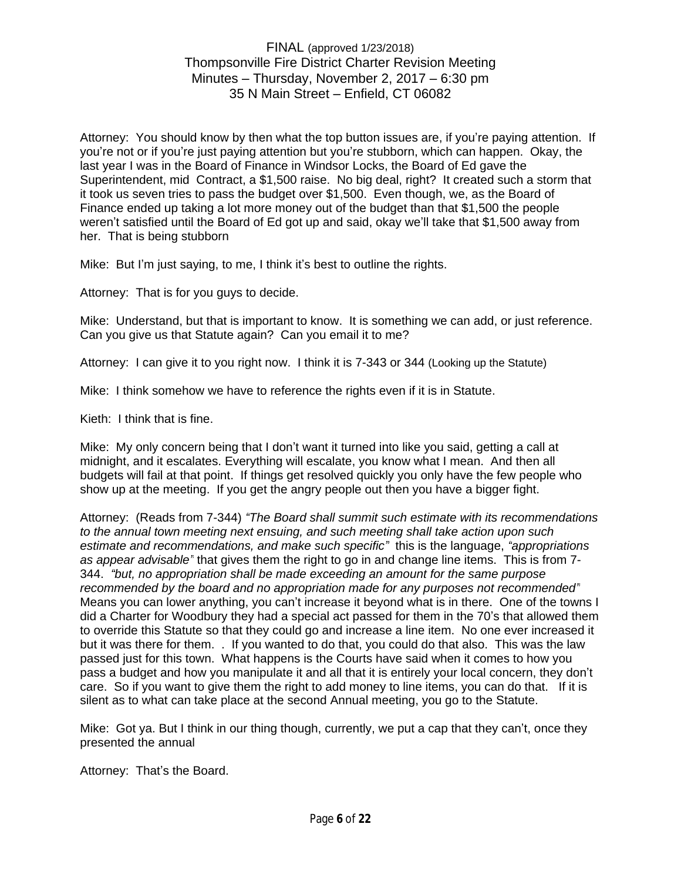FINAL (approved 1/23/2018)
Thompsonville Fire District Charter Revision Meeting
Minutes – Thursday, November 2, 2017 – 6:30 pm
35 N Main Street – Enfield, CT 06082

Attorney: You should know by then what the top button issues are, if you're paying attention. If you're not or if you're just paying attention but you're stubborn, which can happen. Okay, the last year I was in the Board of Finance in Windsor Locks, the Board of Ed gave the Superintendent, mid Contract, a $1,500 raise. No big deal, right? It created such a storm that it took us seven tries to pass the budget over $1,500. Even though, we, as the Board of Finance ended up taking a lot more money out of the budget than that $1,500 the people weren't satisfied until the Board of Ed got up and said, okay we'll take that $1,500 away from her. That is being stubborn

Mike: But I'm just saying, to me, I think it's best to outline the rights.

Attorney: That is for you guys to decide.

Mike: Understand, but that is important to know. It is something we can add, or just reference. Can you give us that Statute again? Can you email it to me?

Attorney: I can give it to you right now. I think it is 7-343 or 344 (Looking up the Statute)

Mike: I think somehow we have to reference the rights even if it is in Statute.

Kieth: I think that is fine.

Mike: My only concern being that I don't want it turned into like you said, getting a call at midnight, and it escalates. Everything will escalate, you know what I mean. And then all budgets will fail at that point. If things get resolved quickly you only have the few people who show up at the meeting. If you get the angry people out then you have a bigger fight.

Attorney: (Reads from 7-344) *"The Board shall summit such estimate with its recommendations to the annual town meeting next ensuing, and such meeting shall take action upon such estimate and recommendations, and make such specific"* this is the language, *"appropriations as appear advisable"* that gives them the right to go in and change line items. This is from 7-344. *"but, no appropriation shall be made exceeding an amount for the same purpose recommended by the board and no appropriation made for any purposes not recommended"* Means you can lower anything, you can't increase it beyond what is in there. One of the towns I did a Charter for Woodbury they had a special act passed for them in the 70's that allowed them to override this Statute so that they could go and increase a line item. No one ever increased it but it was there for them. . If you wanted to do that, you could do that also. This was the law passed just for this town. What happens is the Courts have said when it comes to how you pass a budget and how you manipulate it and all that it is entirely your local concern, they don't care. So if you want to give them the right to add money to line items, you can do that. If it is silent as to what can take place at the second Annual meeting, you go to the Statute.

Mike: Got ya. But I think in our thing though, currently, we put a cap that they can't, once they presented the annual

Attorney: That's the Board.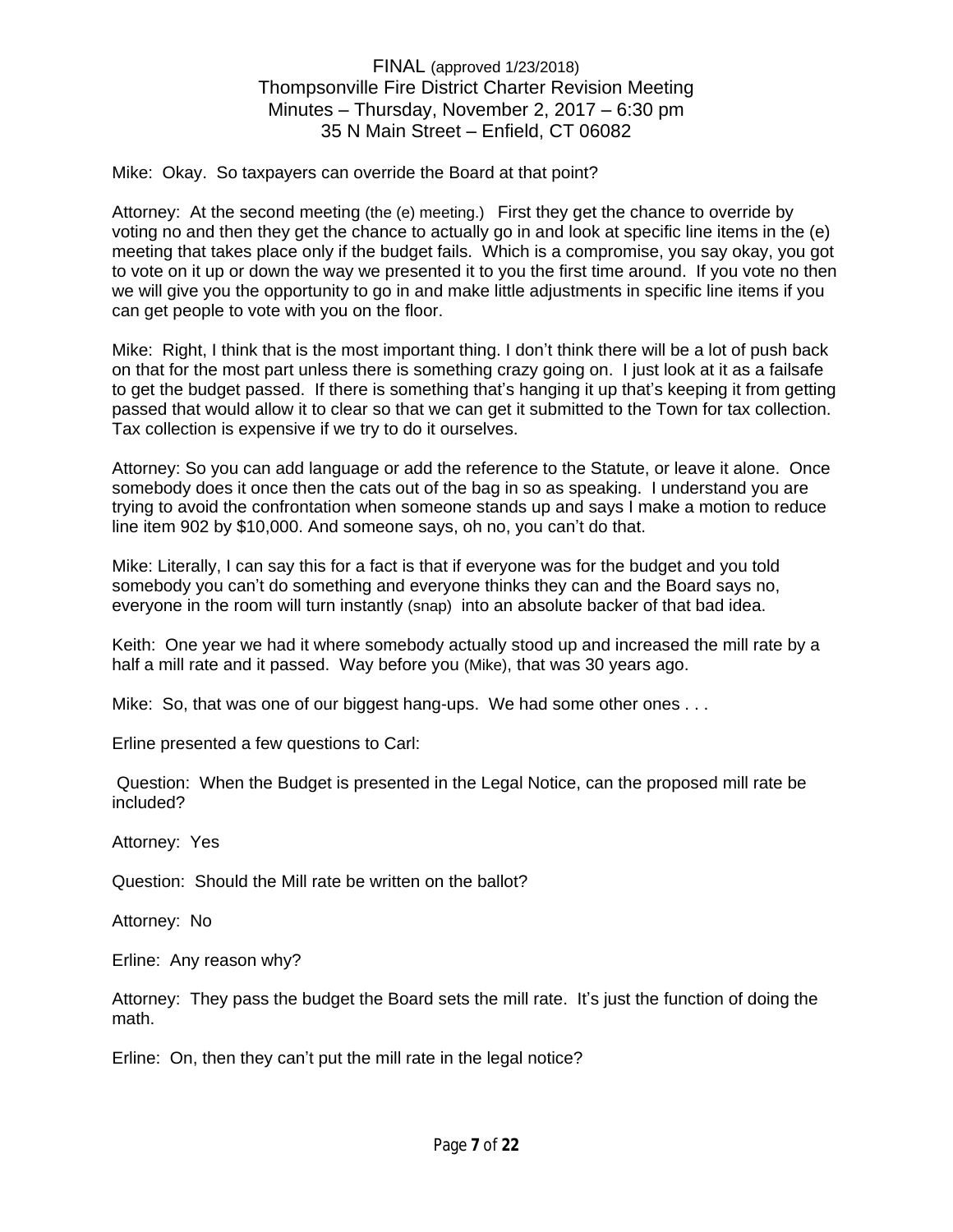Mike: Okay. So taxpayers can override the Board at that point?

Attorney: At the second meeting (the (e) meeting.) First they get the chance to override by voting no and then they get the chance to actually go in and look at specific line items in the (e) meeting that takes place only if the budget fails. Which is a compromise, you say okay, you got to vote on it up or down the way we presented it to you the first time around. If you vote no then we will give you the opportunity to go in and make little adjustments in specific line items if you can get people to vote with you on the floor.

Mike: Right, I think that is the most important thing. I don't think there will be a lot of push back on that for the most part unless there is something crazy going on. I just look at it as a failsafe to get the budget passed. If there is something that's hanging it up that's keeping it from getting passed that would allow it to clear so that we can get it submitted to the Town for tax collection. Tax collection is expensive if we try to do it ourselves.

Attorney: So you can add language or add the reference to the Statute, or leave it alone. Once somebody does it once then the cats out of the bag in so as speaking. I understand you are trying to avoid the confrontation when someone stands up and says I make a motion to reduce line item 902 by $10,000. And someone says, oh no, you can't do that.

Mike: Literally, I can say this for a fact is that if everyone was for the budget and you told somebody you can't do something and everyone thinks they can and the Board says no, everyone in the room will turn instantly (snap) into an absolute backer of that bad idea.

Keith: One year we had it where somebody actually stood up and increased the mill rate by a half a mill rate and it passed. Way before you (Mike), that was 30 years ago.

Mike: So, that was one of our biggest hang-ups. We had some other ones . . .

Erline presented a few questions to Carl:

Question: When the Budget is presented in the Legal Notice, can the proposed mill rate be included?

Attorney: Yes

Question: Should the Mill rate be written on the ballot?

Attorney: No

Erline: Any reason why?

Attorney: They pass the budget the Board sets the mill rate. It's just the function of doing the math.

Erline: On, then they can't put the mill rate in the legal notice?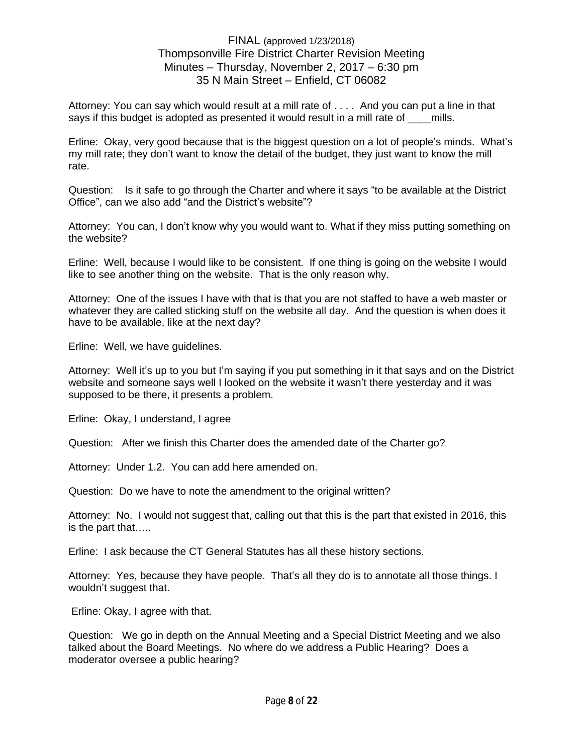Attorney: You can say which would result at a mill rate of . . . . And you can put a line in that says if this budget is adopted as presented it would result in a mill rate of ____mills.

Erline: Okay, very good because that is the biggest question on a lot of people's minds. What's my mill rate; they don't want to know the detail of the budget, they just want to know the mill rate.

Question: Is it safe to go through the Charter and where it says "to be available at the District Office", can we also add "and the District's website"?

Attorney: You can, I don't know why you would want to. What if they miss putting something on the website?

Erline: Well, because I would like to be consistent. If one thing is going on the website I would like to see another thing on the website. That is the only reason why.

Attorney: One of the issues I have with that is that you are not staffed to have a web master or whatever they are called sticking stuff on the website all day. And the question is when does it have to be available, like at the next day?

Erline: Well, we have guidelines.

Attorney: Well it's up to you but I'm saying if you put something in it that says and on the District website and someone says well I looked on the website it wasn't there yesterday and it was supposed to be there, it presents a problem.

Erline: Okay, I understand, I agree

Question: After we finish this Charter does the amended date of the Charter go?

Attorney: Under 1.2. You can add here amended on.

Question: Do we have to note the amendment to the original written?

Attorney: No. I would not suggest that, calling out that this is the part that existed in 2016, this is the part that…..

Erline: I ask because the CT General Statutes has all these history sections.

Attorney: Yes, because they have people. That's all they do is to annotate all those things. I wouldn't suggest that.

Erline: Okay, I agree with that.

Question: We go in depth on the Annual Meeting and a Special District Meeting and we also talked about the Board Meetings. No where do we address a Public Hearing? Does a moderator oversee a public hearing?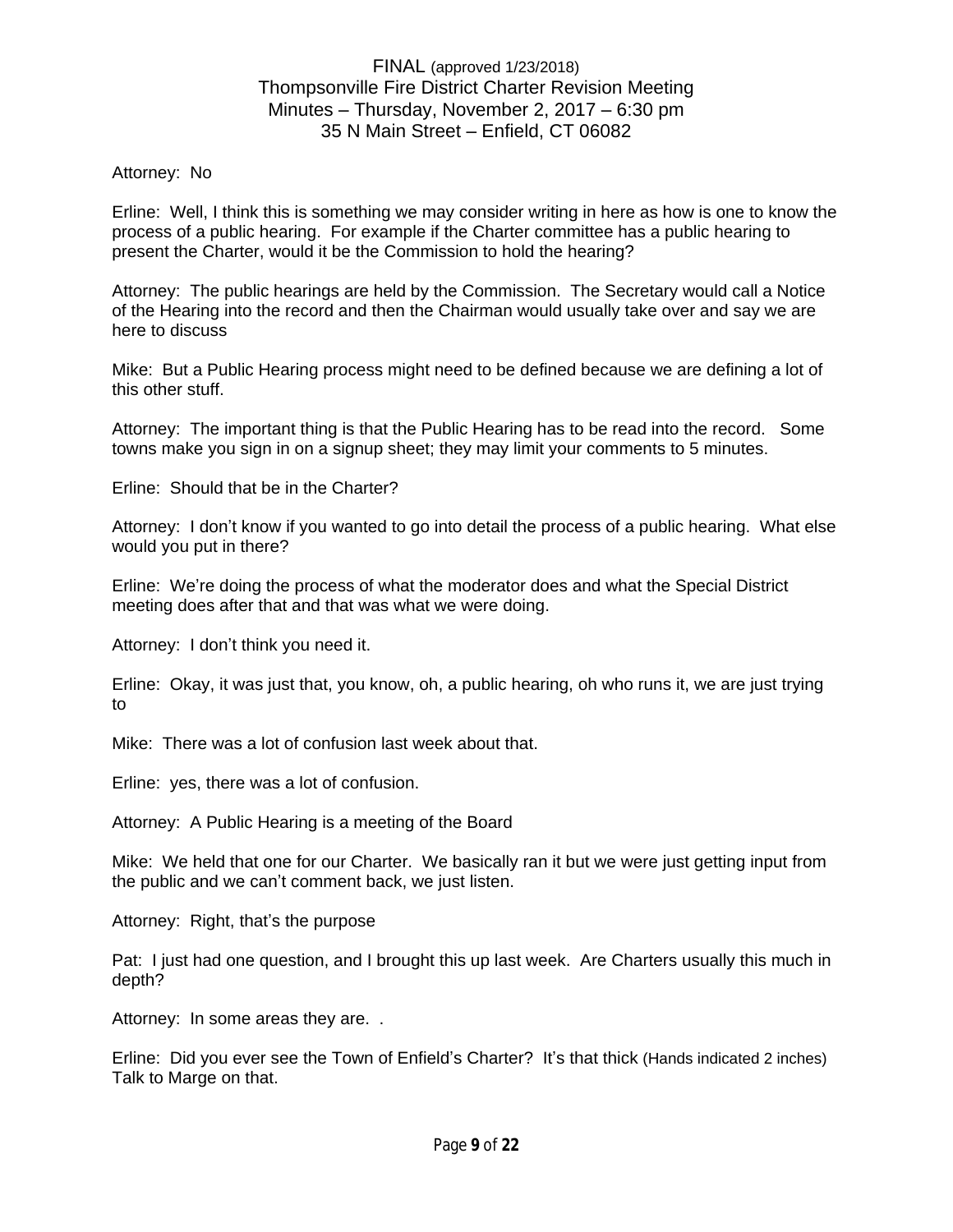Attorney: No

Erline: Well, I think this is something we may consider writing in here as how is one to know the process of a public hearing. For example if the Charter committee has a public hearing to present the Charter, would it be the Commission to hold the hearing?

Attorney: The public hearings are held by the Commission. The Secretary would call a Notice of the Hearing into the record and then the Chairman would usually take over and say we are here to discuss

Mike: But a Public Hearing process might need to be defined because we are defining a lot of this other stuff.

Attorney: The important thing is that the Public Hearing has to be read into the record. Some towns make you sign in on a signup sheet; they may limit your comments to 5 minutes.

Erline: Should that be in the Charter?

Attorney: I don't know if you wanted to go into detail the process of a public hearing. What else would you put in there?

Erline: We're doing the process of what the moderator does and what the Special District meeting does after that and that was what we were doing.

Attorney: I don't think you need it.

Erline: Okay, it was just that, you know, oh, a public hearing, oh who runs it, we are just trying to

Mike: There was a lot of confusion last week about that.

Erline: yes, there was a lot of confusion.

Attorney: A Public Hearing is a meeting of the Board

Mike: We held that one for our Charter. We basically ran it but we were just getting input from the public and we can't comment back, we just listen.

Attorney: Right, that's the purpose

Pat: I just had one question, and I brought this up last week. Are Charters usually this much in depth?

Attorney: In some areas they are. .

Erline: Did you ever see the Town of Enfield's Charter? It's that thick (Hands indicated 2 inches) Talk to Marge on that.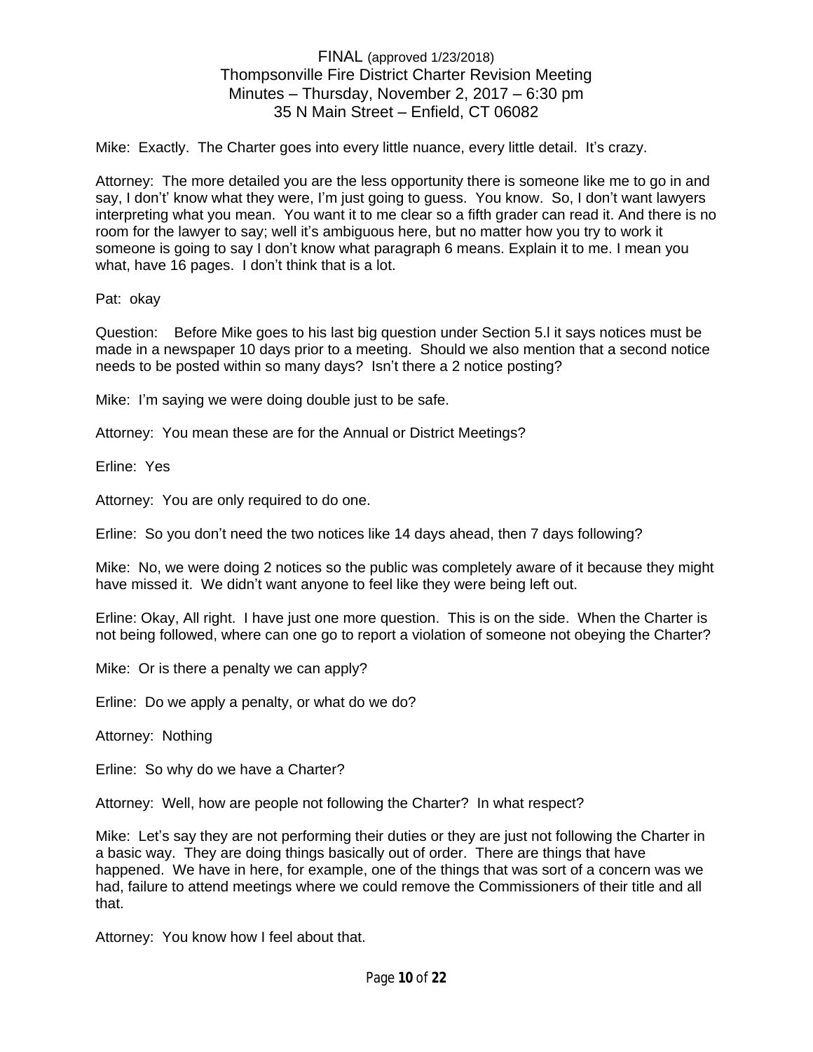Mike: Exactly. The Charter goes into every little nuance, every little detail. It's crazy.

Attorney: The more detailed you are the less opportunity there is someone like me to go in and say, I don't' know what they were, I'm just going to guess. You know. So, I don't want lawyers interpreting what you mean. You want it to me clear so a fifth grader can read it. And there is no room for the lawyer to say; well it's ambiguous here, but no matter how you try to work it someone is going to say I don't know what paragraph 6 means. Explain it to me. I mean you what, have 16 pages. I don't think that is a lot.

Pat: okay

Question: Before Mike goes to his last big question under Section 5.l it says notices must be made in a newspaper 10 days prior to a meeting. Should we also mention that a second notice needs to be posted within so many days? Isn't there a 2 notice posting?

Mike: I'm saying we were doing double just to be safe.

Attorney: You mean these are for the Annual or District Meetings?

Erline: Yes

Attorney: You are only required to do one.

Erline: So you don't need the two notices like 14 days ahead, then 7 days following?

Mike: No, we were doing 2 notices so the public was completely aware of it because they might have missed it. We didn't want anyone to feel like they were being left out.

Erline: Okay, All right. I have just one more question. This is on the side. When the Charter is not being followed, where can one go to report a violation of someone not obeying the Charter?

Mike: Or is there a penalty we can apply?

Erline: Do we apply a penalty, or what do we do?

Attorney: Nothing

Erline: So why do we have a Charter?

Attorney: Well, how are people not following the Charter? In what respect?

Mike: Let's say they are not performing their duties or they are just not following the Charter in a basic way. They are doing things basically out of order. There are things that have happened. We have in here, for example, one of the things that was sort of a concern was we had, failure to attend meetings where we could remove the Commissioners of their title and all that.

Attorney: You know how I feel about that.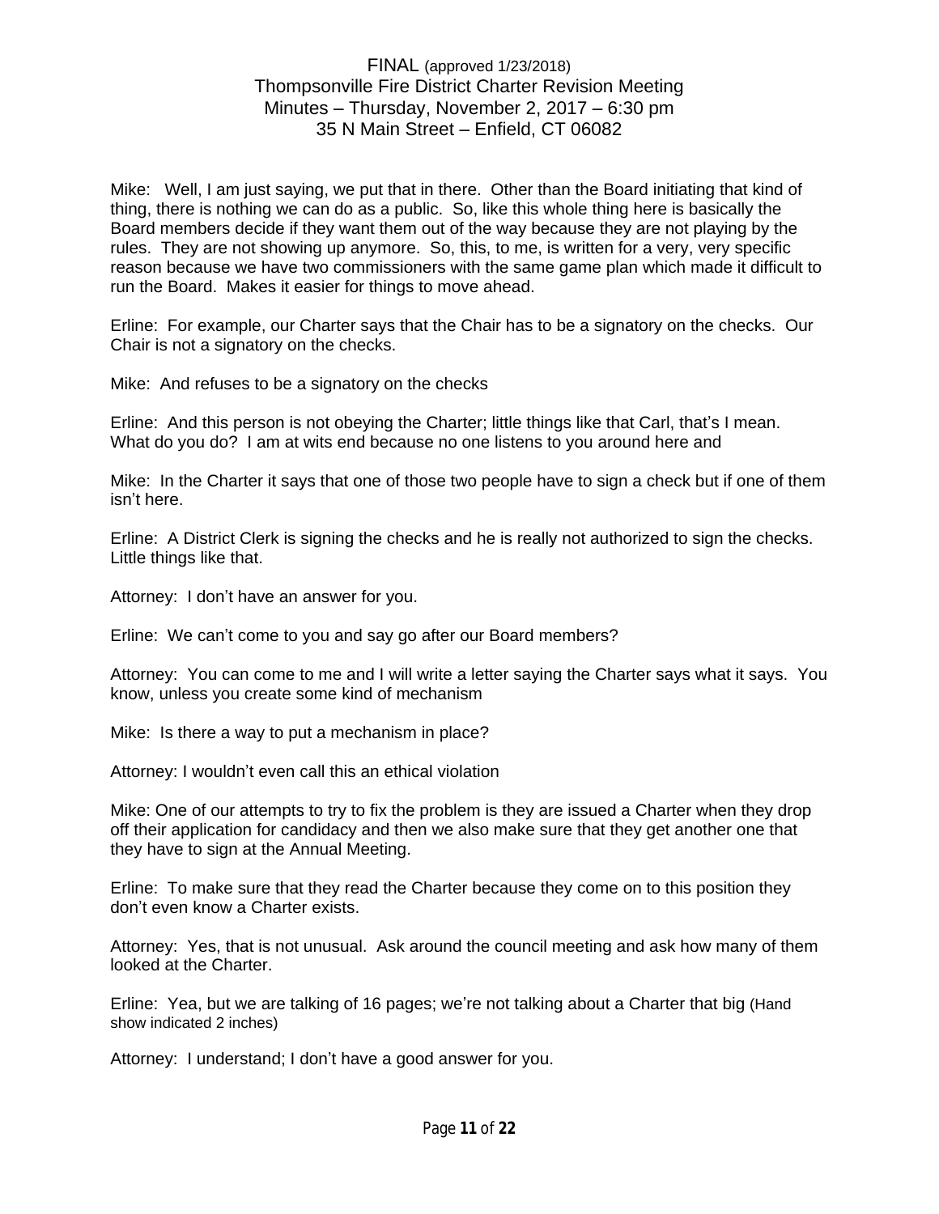Mike: Well, I am just saying, we put that in there. Other than the Board initiating that kind of thing, there is nothing we can do as a public. So, like this whole thing here is basically the Board members decide if they want them out of the way because they are not playing by the rules. They are not showing up anymore. So, this, to me, is written for a very, very specific reason because we have two commissioners with the same game plan which made it difficult to run the Board. Makes it easier for things to move ahead.

Erline: For example, our Charter says that the Chair has to be a signatory on the checks. Our Chair is not a signatory on the checks.

Mike: And refuses to be a signatory on the checks

Erline: And this person is not obeying the Charter; little things like that Carl, that's I mean. What do you do? I am at wits end because no one listens to you around here and

Mike: In the Charter it says that one of those two people have to sign a check but if one of them isn't here.

Erline: A District Clerk is signing the checks and he is really not authorized to sign the checks. Little things like that.

Attorney: I don't have an answer for you.

Erline: We can't come to you and say go after our Board members?

Attorney: You can come to me and I will write a letter saying the Charter says what it says. You know, unless you create some kind of mechanism

Mike: Is there a way to put a mechanism in place?

Attorney: I wouldn't even call this an ethical violation

Mike: One of our attempts to try to fix the problem is they are issued a Charter when they drop off their application for candidacy and then we also make sure that they get another one that they have to sign at the Annual Meeting.

Erline: To make sure that they read the Charter because they come on to this position they don't even know a Charter exists.

Attorney: Yes, that is not unusual. Ask around the council meeting and ask how many of them looked at the Charter.

Erline: Yea, but we are talking of 16 pages; we're not talking about a Charter that big (Hand show indicated 2 inches)

Attorney: I understand; I don't have a good answer for you.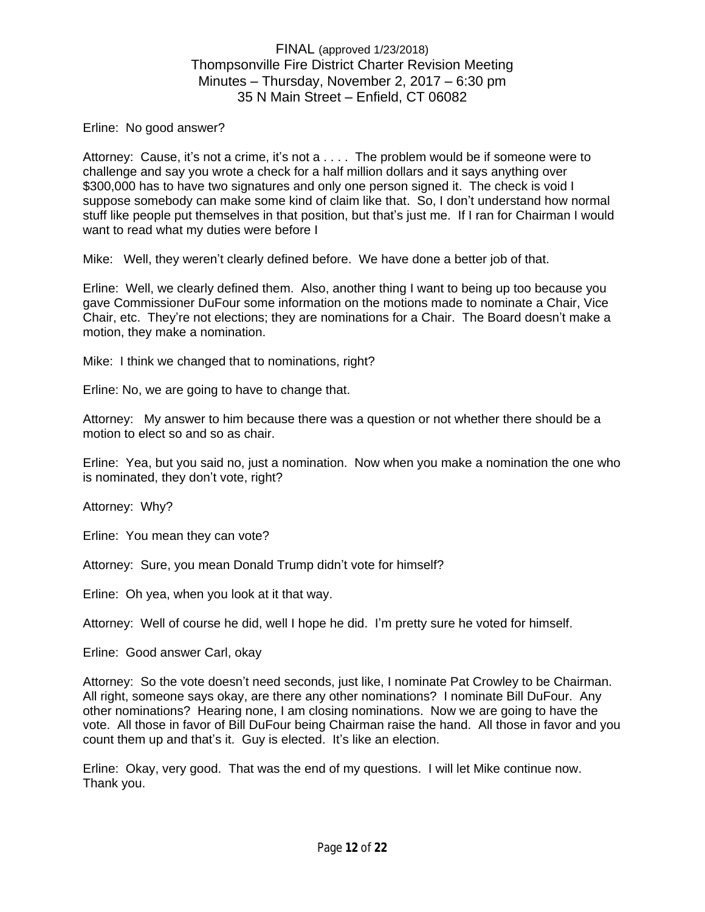Erline: No good answer?

Attorney: Cause, it's not a crime, it's not a . . . . The problem would be if someone were to challenge and say you wrote a check for a half million dollars and it says anything over $300,000 has to have two signatures and only one person signed it. The check is void I suppose somebody can make some kind of claim like that. So, I don't understand how normal stuff like people put themselves in that position, but that's just me. If I ran for Chairman I would want to read what my duties were before I

Mike: Well, they weren't clearly defined before. We have done a better job of that.

Erline: Well, we clearly defined them. Also, another thing I want to being up too because you gave Commissioner DuFour some information on the motions made to nominate a Chair, Vice Chair, etc. They're not elections; they are nominations for a Chair. The Board doesn't make a motion, they make a nomination.

Mike: I think we changed that to nominations, right?

Erline: No, we are going to have to change that.

Attorney: My answer to him because there was a question or not whether there should be a motion to elect so and so as chair.

Erline: Yea, but you said no, just a nomination. Now when you make a nomination the one who is nominated, they don't vote, right?

Attorney: Why?

Erline: You mean they can vote?

Attorney: Sure, you mean Donald Trump didn't vote for himself?

Erline: Oh yea, when you look at it that way.

Attorney: Well of course he did, well I hope he did. I'm pretty sure he voted for himself.

Erline: Good answer Carl, okay

Attorney: So the vote doesn't need seconds, just like, I nominate Pat Crowley to be Chairman. All right, someone says okay, are there any other nominations? I nominate Bill DuFour. Any other nominations? Hearing none, I am closing nominations. Now we are going to have the vote. All those in favor of Bill DuFour being Chairman raise the hand. All those in favor and you count them up and that's it. Guy is elected. It's like an election.

Erline: Okay, very good. That was the end of my questions. I will let Mike continue now. Thank you.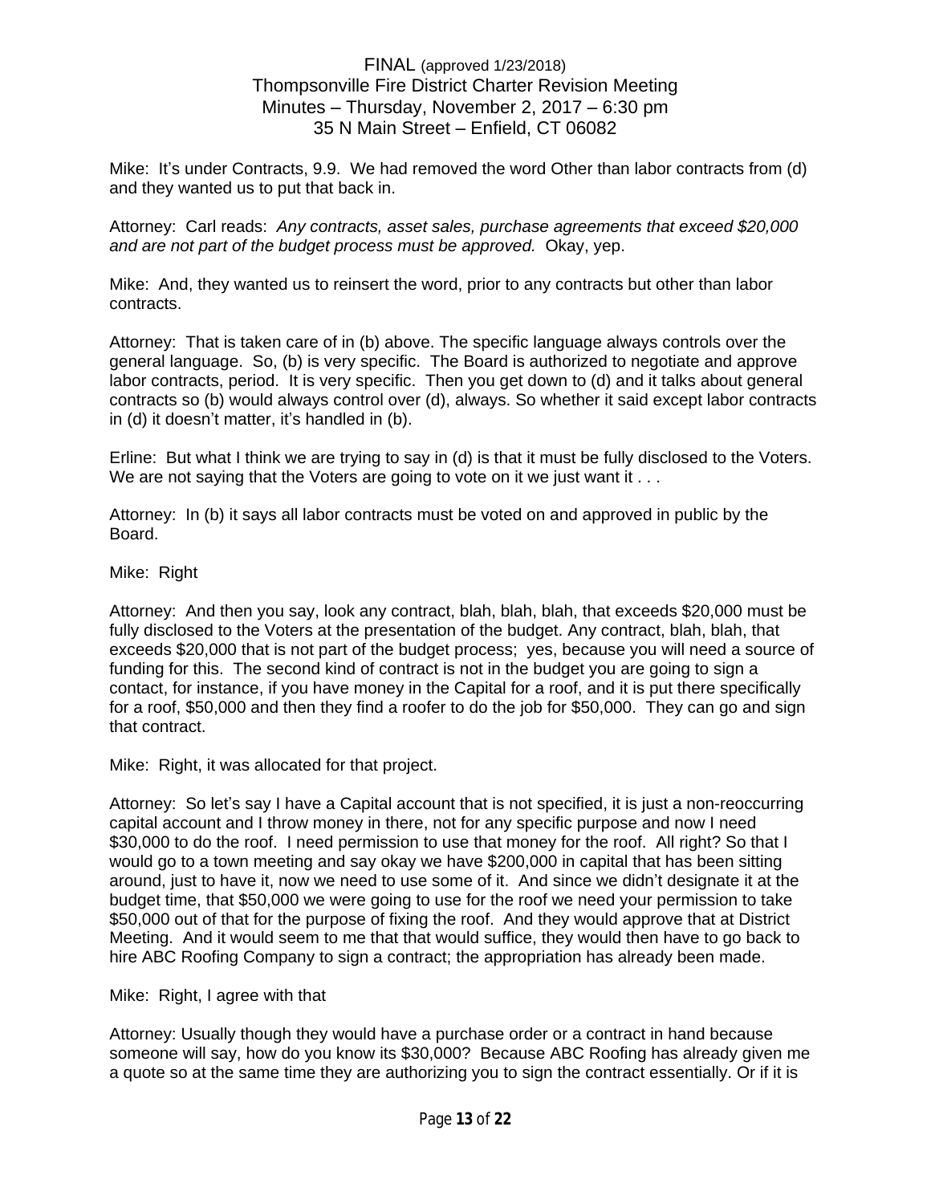Mike: It's under Contracts, 9.9. We had removed the word Other than labor contracts from (d) and they wanted us to put that back in.

Attorney: Carl reads: *Any contracts, asset sales, purchase agreements that exceed $20,000 and are not part of the budget process must be approved.* Okay, yep.

Mike: And, they wanted us to reinsert the word, prior to any contracts but other than labor contracts.

Attorney: That is taken care of in (b) above. The specific language always controls over the general language. So, (b) is very specific. The Board is authorized to negotiate and approve labor contracts, period. It is very specific. Then you get down to (d) and it talks about general contracts so (b) would always control over (d), always. So whether it said except labor contracts in (d) it doesn't matter, it's handled in (b).

Erline: But what I think we are trying to say in (d) is that it must be fully disclosed to the Voters. We are not saying that the Voters are going to vote on it we just want it . . .

Attorney: In (b) it says all labor contracts must be voted on and approved in public by the Board.

Mike: Right

Attorney: And then you say, look any contract, blah, blah, blah, that exceeds $20,000 must be fully disclosed to the Voters at the presentation of the budget. Any contract, blah, blah, that exceeds $20,000 that is not part of the budget process; yes, because you will need a source of funding for this. The second kind of contract is not in the budget you are going to sign a contact, for instance, if you have money in the Capital for a roof, and it is put there specifically for a roof, $50,000 and then they find a roofer to do the job for $50,000. They can go and sign that contract.

Mike: Right, it was allocated for that project.

Attorney: So let's say I have a Capital account that is not specified, it is just a non-reoccurring capital account and I throw money in there, not for any specific purpose and now I need $30,000 to do the roof. I need permission to use that money for the roof. All right? So that I would go to a town meeting and say okay we have $200,000 in capital that has been sitting around, just to have it, now we need to use some of it. And since we didn't designate it at the budget time, that $50,000 we were going to use for the roof we need your permission to take $50,000 out of that for the purpose of fixing the roof. And they would approve that at District Meeting. And it would seem to me that that would suffice, they would then have to go back to hire ABC Roofing Company to sign a contract; the appropriation has already been made.

Mike: Right, I agree with that

Attorney: Usually though they would have a purchase order or a contract in hand because someone will say, how do you know its $30,000? Because ABC Roofing has already given me a quote so at the same time they are authorizing you to sign the contract essentially. Or if it is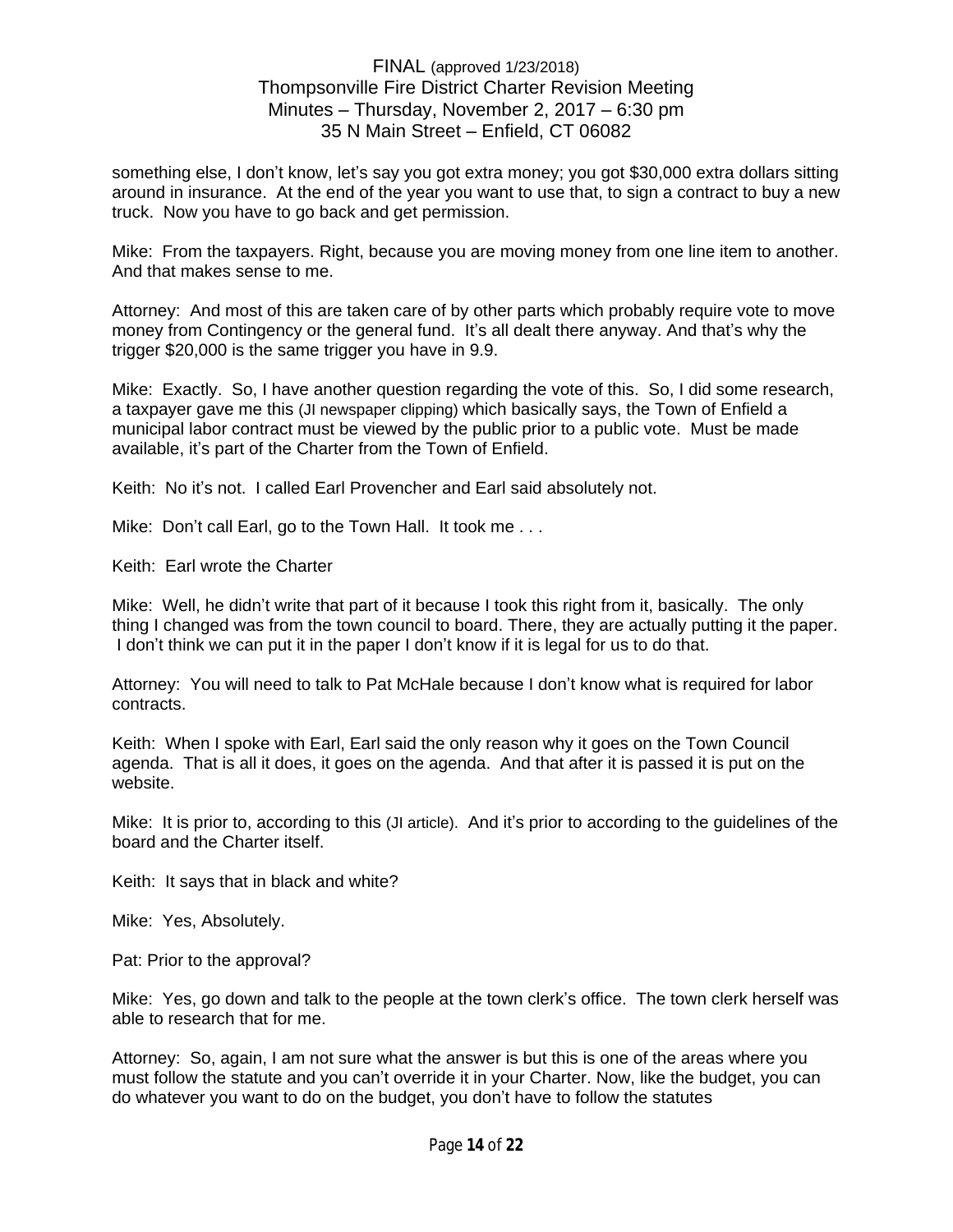something else, I don't know, let's say you got extra money; you got $30,000 extra dollars sitting around in insurance. At the end of the year you want to use that, to sign a contract to buy a new truck. Now you have to go back and get permission.

Mike: From the taxpayers. Right, because you are moving money from one line item to another. And that makes sense to me.

Attorney: And most of this are taken care of by other parts which probably require vote to move money from Contingency or the general fund. It's all dealt there anyway. And that's why the trigger $20,000 is the same trigger you have in 9.9.

Mike: Exactly. So, I have another question regarding the vote of this. So, I did some research, a taxpayer gave me this (JI newspaper clipping) which basically says, the Town of Enfield a municipal labor contract must be viewed by the public prior to a public vote. Must be made available, it's part of the Charter from the Town of Enfield.

Keith: No it's not. I called Earl Provencher and Earl said absolutely not.

Mike: Don't call Earl, go to the Town Hall. It took me . . .

Keith: Earl wrote the Charter

Mike: Well, he didn't write that part of it because I took this right from it, basically. The only thing I changed was from the town council to board. There, they are actually putting it the paper. I don't think we can put it in the paper I don't know if it is legal for us to do that.

Attorney: You will need to talk to Pat McHale because I don't know what is required for labor contracts.

Keith: When I spoke with Earl, Earl said the only reason why it goes on the Town Council agenda. That is all it does, it goes on the agenda. And that after it is passed it is put on the website.

Mike: It is prior to, according to this (JI article). And it's prior to according to the guidelines of the board and the Charter itself.

Keith: It says that in black and white?

Mike: Yes, Absolutely.

Pat: Prior to the approval?

Mike: Yes, go down and talk to the people at the town clerk's office. The town clerk herself was able to research that for me.

Attorney: So, again, I am not sure what the answer is but this is one of the areas where you must follow the statute and you can't override it in your Charter. Now, like the budget, you can do whatever you want to do on the budget, you don't have to follow the statutes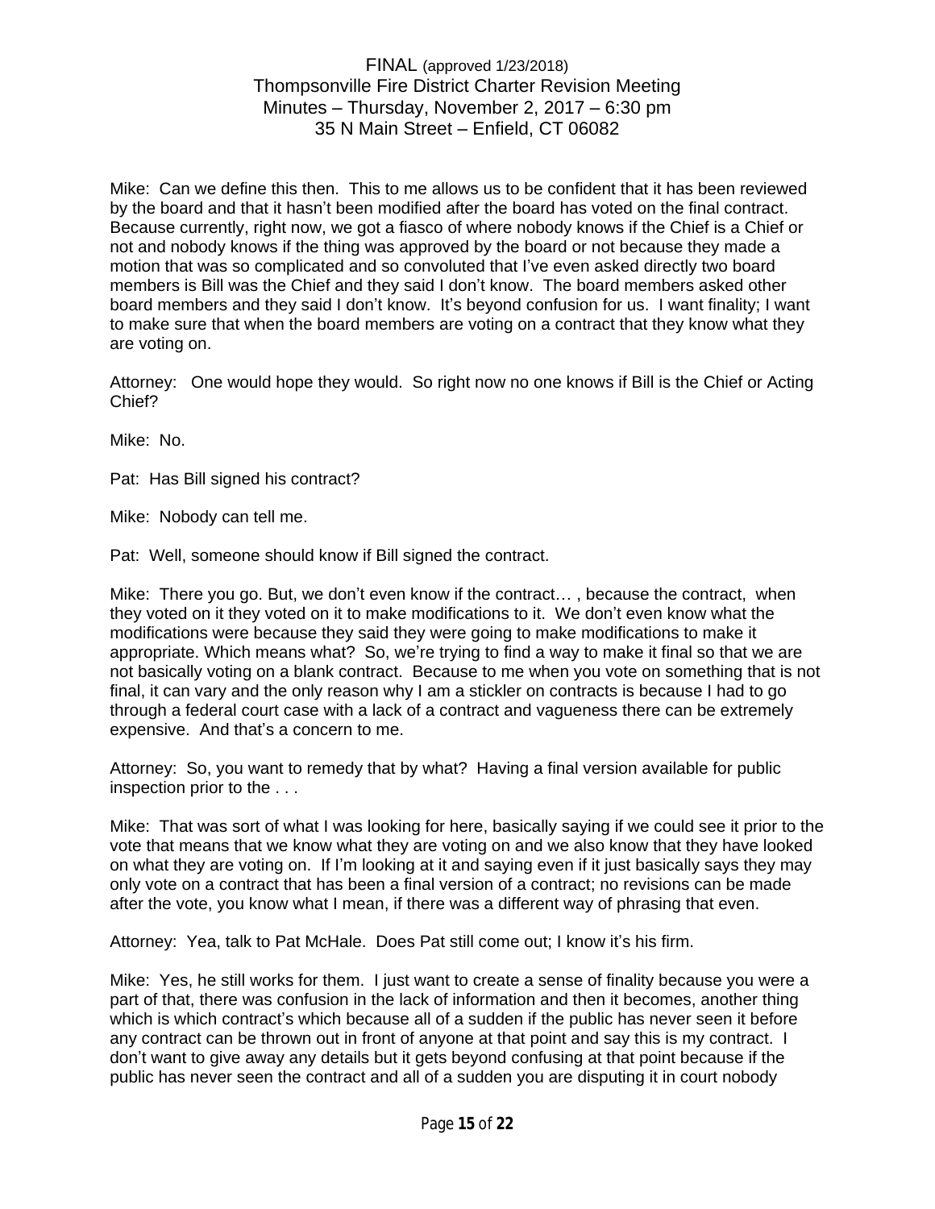Mike: Can we define this then. This to me allows us to be confident that it has been reviewed by the board and that it hasn't been modified after the board has voted on the final contract. Because currently, right now, we got a fiasco of where nobody knows if the Chief is a Chief or not and nobody knows if the thing was approved by the board or not because they made a motion that was so complicated and so convoluted that I've even asked directly two board members is Bill was the Chief and they said I don't know. The board members asked other board members and they said I don't know. It's beyond confusion for us. I want finality; I want to make sure that when the board members are voting on a contract that they know what they are voting on.

Attorney: One would hope they would. So right now no one knows if Bill is the Chief or Acting Chief?

Mike: No.

Pat: Has Bill signed his contract?

Mike: Nobody can tell me.

Pat: Well, someone should know if Bill signed the contract.

Mike: There you go. But, we don't even know if the contract… , because the contract, when they voted on it they voted on it to make modifications to it. We don't even know what the modifications were because they said they were going to make modifications to make it appropriate. Which means what? So, we're trying to find a way to make it final so that we are not basically voting on a blank contract. Because to me when you vote on something that is not final, it can vary and the only reason why I am a stickler on contracts is because I had to go through a federal court case with a lack of a contract and vagueness there can be extremely expensive. And that's a concern to me.

Attorney: So, you want to remedy that by what? Having a final version available for public inspection prior to the . . .

Mike: That was sort of what I was looking for here, basically saying if we could see it prior to the vote that means that we know what they are voting on and we also know that they have looked on what they are voting on. If I'm looking at it and saying even if it just basically says they may only vote on a contract that has been a final version of a contract; no revisions can be made after the vote, you know what I mean, if there was a different way of phrasing that even.

Attorney: Yea, talk to Pat McHale. Does Pat still come out; I know it's his firm.

Mike: Yes, he still works for them. I just want to create a sense of finality because you were a part of that, there was confusion in the lack of information and then it becomes, another thing which is which contract's which because all of a sudden if the public has never seen it before any contract can be thrown out in front of anyone at that point and say this is my contract. I don't want to give away any details but it gets beyond confusing at that point because if the public has never seen the contract and all of a sudden you are disputing it in court nobody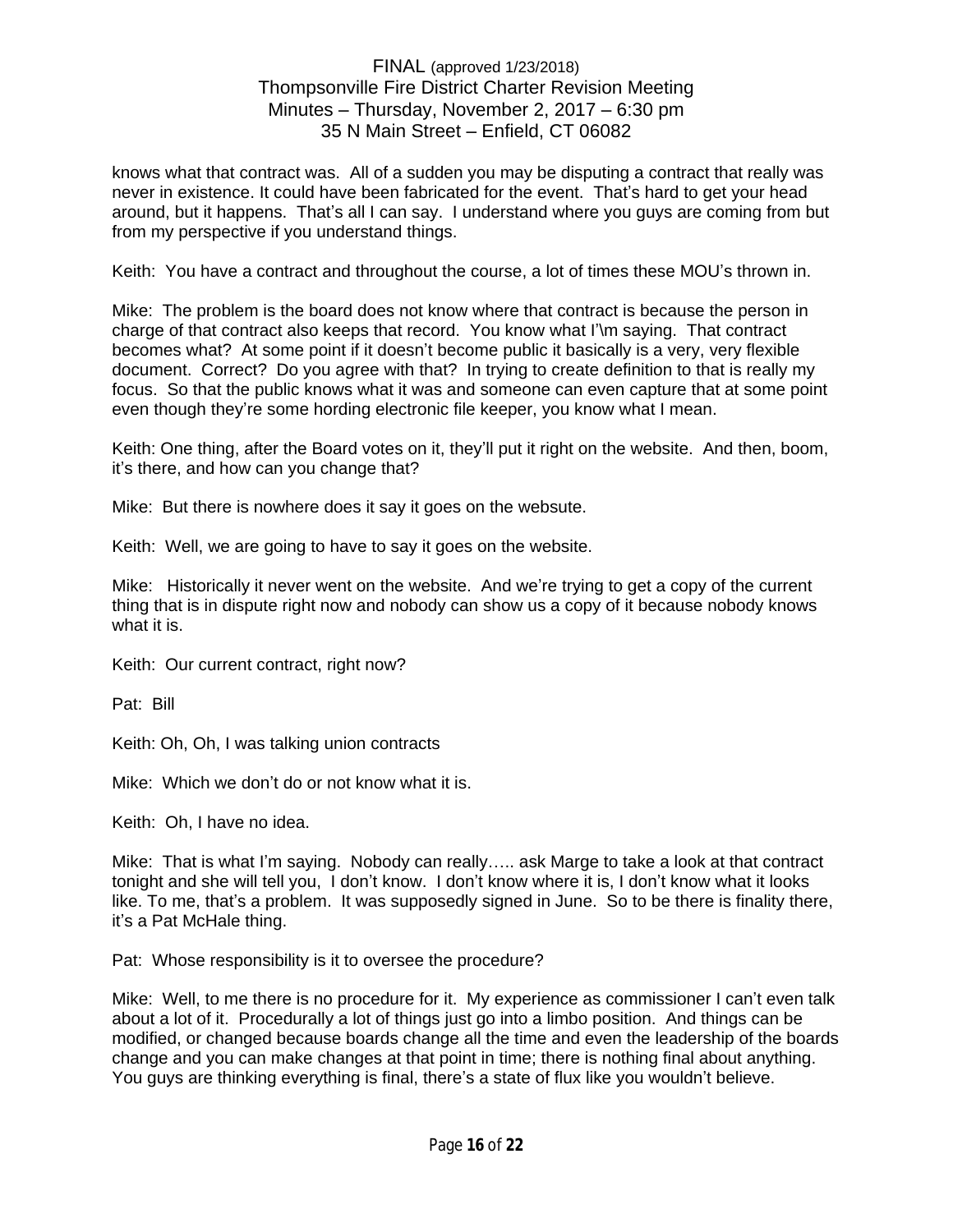knows what that contract was. All of a sudden you may be disputing a contract that really was never in existence. It could have been fabricated for the event. That's hard to get your head around, but it happens. That's all I can say. I understand where you guys are coming from but from my perspective if you understand things.

Keith: You have a contract and throughout the course, a lot of times these MOU's thrown in.

Mike: The problem is the board does not know where that contract is because the person in charge of that contract also keeps that record. You know what I'\m saying. That contract becomes what? At some point if it doesn't become public it basically is a very, very flexible document. Correct? Do you agree with that? In trying to create definition to that is really my focus. So that the public knows what it was and someone can even capture that at some point even though they're some hording electronic file keeper, you know what I mean.

Keith: One thing, after the Board votes on it, they'll put it right on the website. And then, boom, it's there, and how can you change that?

Mike: But there is nowhere does it say it goes on the websute.

Keith: Well, we are going to have to say it goes on the website.

Mike: Historically it never went on the website. And we're trying to get a copy of the current thing that is in dispute right now and nobody can show us a copy of it because nobody knows what it is.

Keith: Our current contract, right now?

Pat: Bill

Keith: Oh, Oh, I was talking union contracts

Mike: Which we don't do or not know what it is.

Keith: Oh, I have no idea.

Mike: That is what I'm saying. Nobody can really….. ask Marge to take a look at that contract tonight and she will tell you, I don't know. I don't know where it is, I don't know what it looks like. To me, that's a problem. It was supposedly signed in June. So to be there is finality there, it's a Pat McHale thing.

Pat: Whose responsibility is it to oversee the procedure?

Mike: Well, to me there is no procedure for it. My experience as commissioner I can't even talk about a lot of it. Procedurally a lot of things just go into a limbo position. And things can be modified, or changed because boards change all the time and even the leadership of the boards change and you can make changes at that point in time; there is nothing final about anything. You guys are thinking everything is final, there's a state of flux like you wouldn't believe.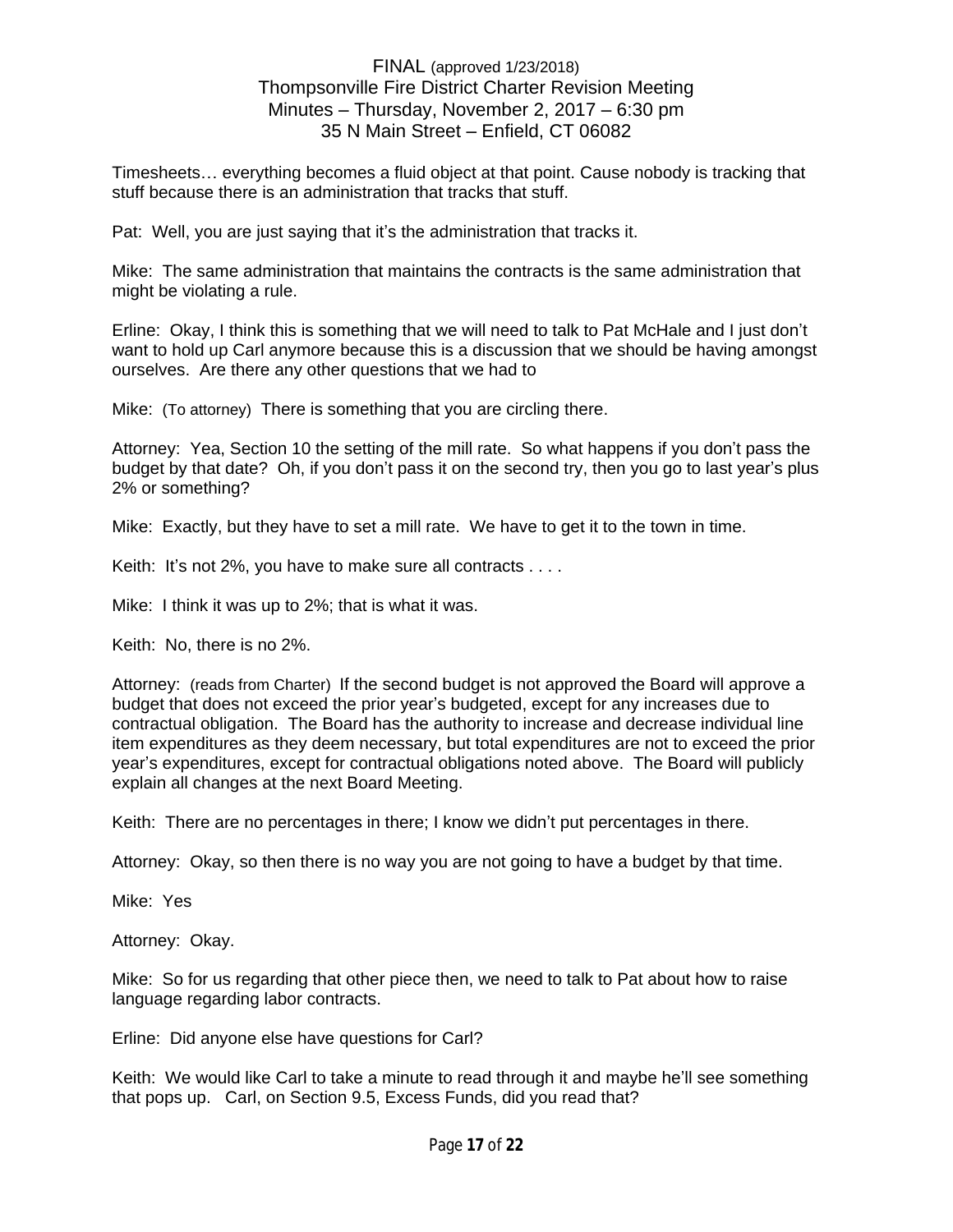Timesheets… everything becomes a fluid object at that point. Cause nobody is tracking that stuff because there is an administration that tracks that stuff.

Pat: Well, you are just saying that it's the administration that tracks it.

Mike: The same administration that maintains the contracts is the same administration that might be violating a rule.

Erline: Okay, I think this is something that we will need to talk to Pat McHale and I just don't want to hold up Carl anymore because this is a discussion that we should be having amongst ourselves. Are there any other questions that we had to

Mike: (To attorney) There is something that you are circling there.

Attorney: Yea, Section 10 the setting of the mill rate. So what happens if you don't pass the budget by that date? Oh, if you don't pass it on the second try, then you go to last year's plus 2% or something?

Mike: Exactly, but they have to set a mill rate. We have to get it to the town in time.

Keith: It's not 2%, you have to make sure all contracts . . . .

Mike: I think it was up to 2%; that is what it was.

Keith: No, there is no 2%.

Attorney: (reads from Charter) If the second budget is not approved the Board will approve a budget that does not exceed the prior year's budgeted, except for any increases due to contractual obligation. The Board has the authority to increase and decrease individual line item expenditures as they deem necessary, but total expenditures are not to exceed the prior year's expenditures, except for contractual obligations noted above. The Board will publicly explain all changes at the next Board Meeting.

Keith: There are no percentages in there; I know we didn't put percentages in there.

Attorney: Okay, so then there is no way you are not going to have a budget by that time.

Mike: Yes

Attorney: Okay.

Mike: So for us regarding that other piece then, we need to talk to Pat about how to raise language regarding labor contracts.

Erline: Did anyone else have questions for Carl?

Keith: We would like Carl to take a minute to read through it and maybe he'll see something that pops up. Carl, on Section 9.5, Excess Funds, did you read that?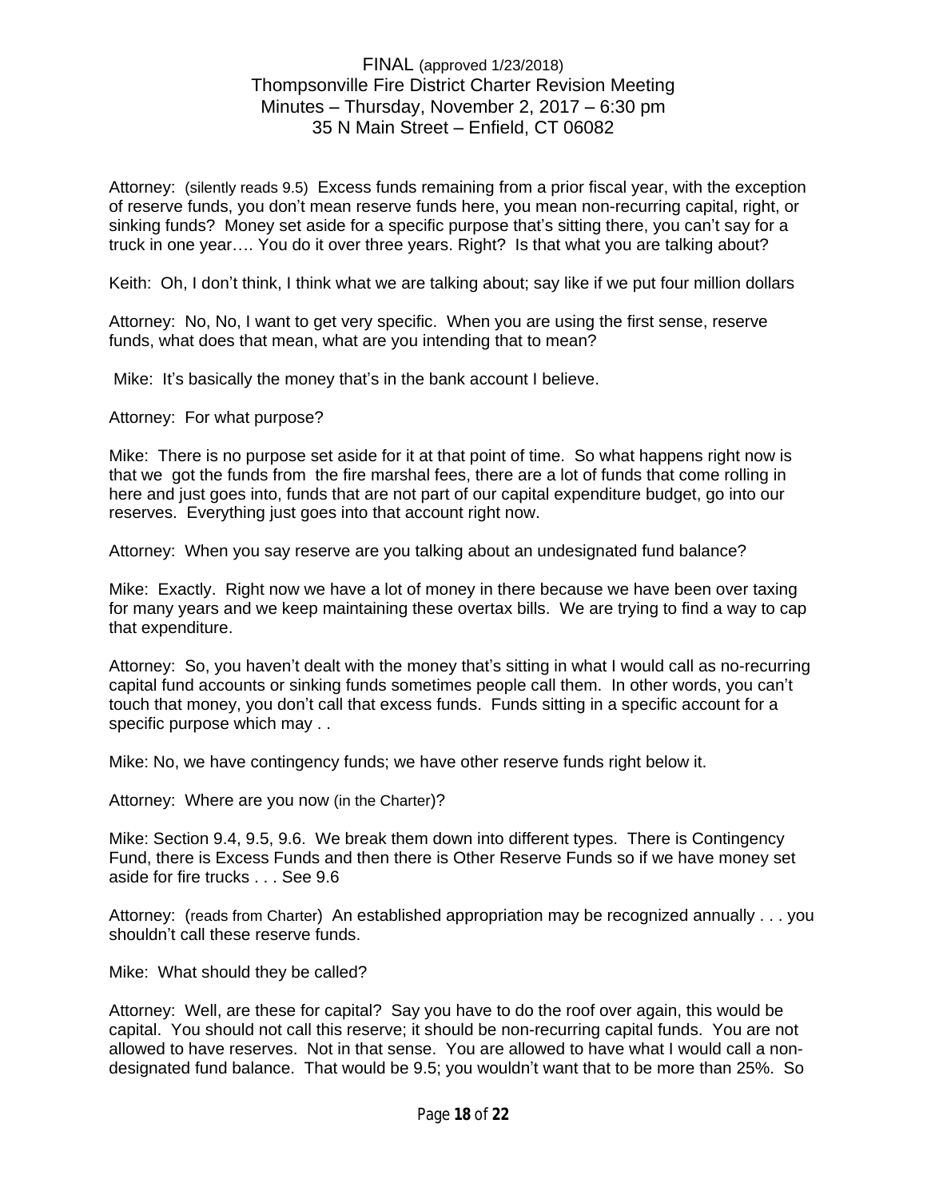Attorney: (silently reads 9.5) Excess funds remaining from a prior fiscal year, with the exception of reserve funds, you don't mean reserve funds here, you mean non-recurring capital, right, or sinking funds? Money set aside for a specific purpose that's sitting there, you can't say for a truck in one year…. You do it over three years. Right? Is that what you are talking about?

Keith: Oh, I don't think, I think what we are talking about; say like if we put four million dollars

Attorney: No, No, I want to get very specific. When you are using the first sense, reserve funds, what does that mean, what are you intending that to mean?

Mike: It's basically the money that's in the bank account I believe.

Attorney: For what purpose?

Mike: There is no purpose set aside for it at that point of time. So what happens right now is that we got the funds from the fire marshal fees, there are a lot of funds that come rolling in here and just goes into, funds that are not part of our capital expenditure budget, go into our reserves. Everything just goes into that account right now.

Attorney: When you say reserve are you talking about an undesignated fund balance?

Mike: Exactly. Right now we have a lot of money in there because we have been over taxing for many years and we keep maintaining these overtax bills. We are trying to find a way to cap that expenditure.

Attorney: So, you haven't dealt with the money that's sitting in what I would call as no-recurring capital fund accounts or sinking funds sometimes people call them. In other words, you can't touch that money, you don't call that excess funds. Funds sitting in a specific account for a specific purpose which may . .

Mike: No, we have contingency funds; we have other reserve funds right below it.

Attorney: Where are you now (in the Charter)?

Mike: Section 9.4, 9.5, 9.6. We break them down into different types. There is Contingency Fund, there is Excess Funds and then there is Other Reserve Funds so if we have money set aside for fire trucks . . . See 9.6

Attorney: (reads from Charter) An established appropriation may be recognized annually . . . you shouldn't call these reserve funds.

Mike: What should they be called?

Attorney: Well, are these for capital? Say you have to do the roof over again, this would be capital. You should not call this reserve; it should be non-recurring capital funds. You are not allowed to have reserves. Not in that sense. You are allowed to have what I would call a non-designated fund balance. That would be 9.5; you wouldn't want that to be more than 25%. So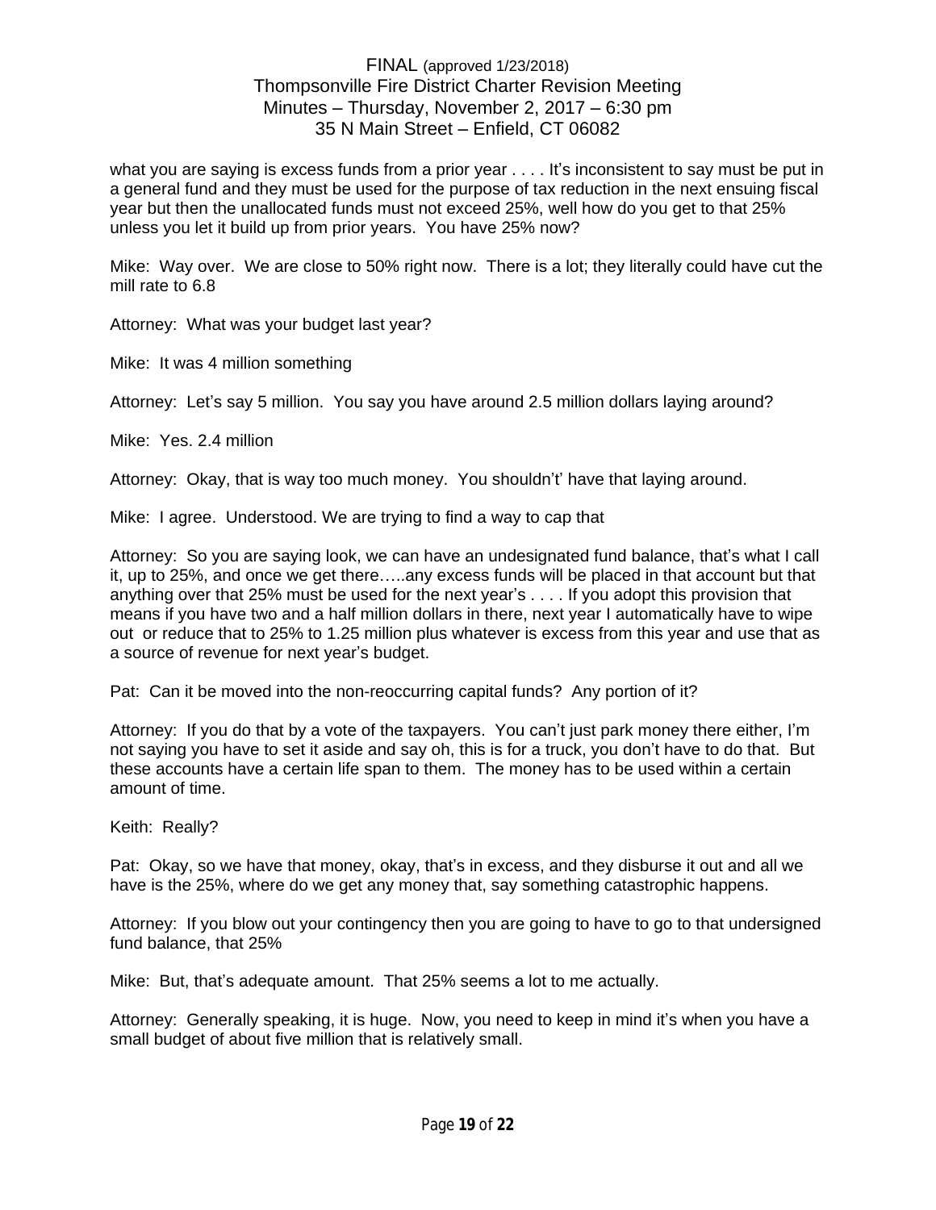what you are saying is excess funds from a prior year . . . . It's inconsistent to say must be put in a general fund and they must be used for the purpose of tax reduction in the next ensuing fiscal year but then the unallocated funds must not exceed 25%, well how do you get to that 25% unless you let it build up from prior years. You have 25% now?

Mike: Way over. We are close to 50% right now. There is a lot; they literally could have cut the mill rate to 6.8

Attorney: What was your budget last year?

Mike: It was 4 million something

Attorney: Let's say 5 million. You say you have around 2.5 million dollars laying around?

Mike: Yes. 2.4 million

Attorney: Okay, that is way too much money. You shouldn't' have that laying around.

Mike: I agree. Understood. We are trying to find a way to cap that

Attorney: So you are saying look, we can have an undesignated fund balance, that's what I call it, up to 25%, and once we get there…..any excess funds will be placed in that account but that anything over that 25% must be used for the next year's . . . . If you adopt this provision that means if you have two and a half million dollars in there, next year I automatically have to wipe out or reduce that to 25% to 1.25 million plus whatever is excess from this year and use that as a source of revenue for next year's budget.

Pat: Can it be moved into the non-reoccurring capital funds? Any portion of it?

Attorney: If you do that by a vote of the taxpayers. You can't just park money there either, I'm not saying you have to set it aside and say oh, this is for a truck, you don't have to do that. But these accounts have a certain life span to them. The money has to be used within a certain amount of time.

Keith: Really?

Pat: Okay, so we have that money, okay, that's in excess, and they disburse it out and all we have is the 25%, where do we get any money that, say something catastrophic happens.

Attorney: If you blow out your contingency then you are going to have to go to that undersigned fund balance, that 25%

Mike: But, that's adequate amount. That 25% seems a lot to me actually.

Attorney: Generally speaking, it is huge. Now, you need to keep in mind it's when you have a small budget of about five million that is relatively small.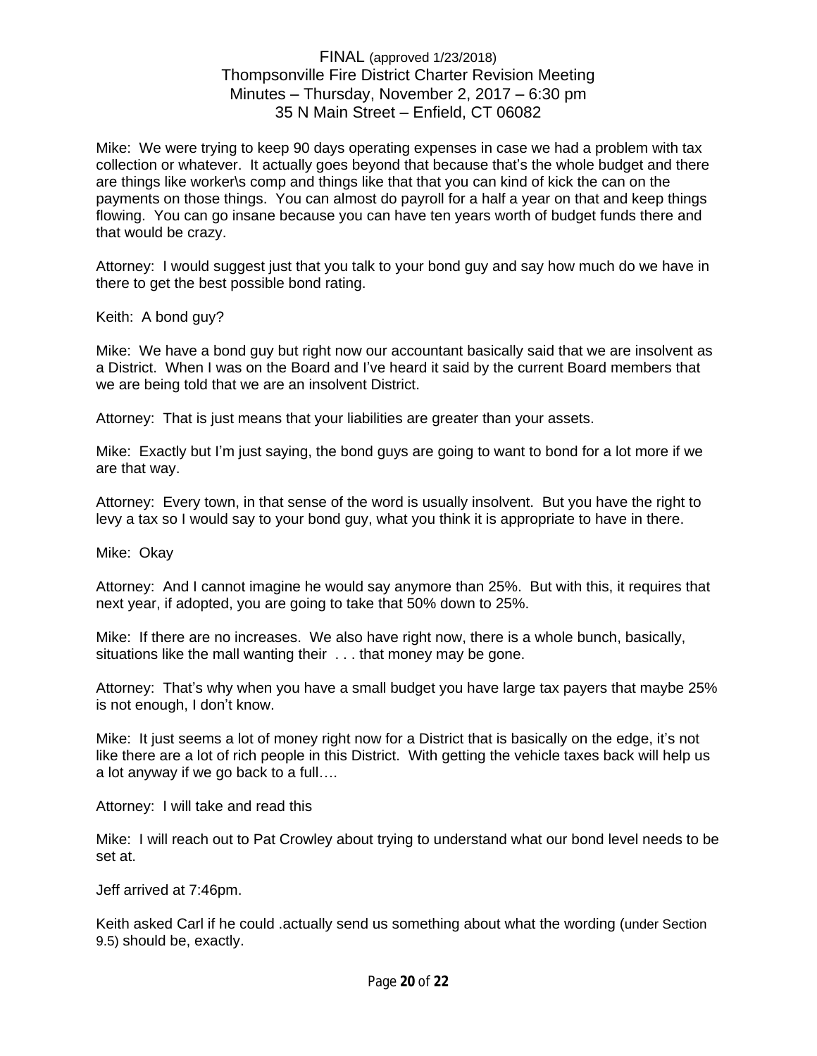FINAL (approved 1/23/2018)
Thompsonville Fire District Charter Revision Meeting
Minutes – Thursday, November 2, 2017 – 6:30 pm
35 N Main Street – Enfield, CT 06082

Mike: We were trying to keep 90 days operating expenses in case we had a problem with tax collection or whatever. It actually goes beyond that because that's the whole budget and there are things like worker\s comp and things like that that you can kind of kick the can on the payments on those things. You can almost do payroll for a half a year on that and keep things flowing. You can go insane because you can have ten years worth of budget funds there and that would be crazy.

Attorney: I would suggest just that you talk to your bond guy and say how much do we have in there to get the best possible bond rating.

Keith: A bond guy?

Mike: We have a bond guy but right now our accountant basically said that we are insolvent as a District. When I was on the Board and I've heard it said by the current Board members that we are being told that we are an insolvent District.

Attorney: That is just means that your liabilities are greater than your assets.

Mike: Exactly but I'm just saying, the bond guys are going to want to bond for a lot more if we are that way.

Attorney: Every town, in that sense of the word is usually insolvent. But you have the right to levy a tax so I would say to your bond guy, what you think it is appropriate to have in there.

Mike: Okay

Attorney: And I cannot imagine he would say anymore than 25%. But with this, it requires that next year, if adopted, you are going to take that 50% down to 25%.

Mike: If there are no increases. We also have right now, there is a whole bunch, basically, situations like the mall wanting their . . . that money may be gone.

Attorney: That's why when you have a small budget you have large tax payers that maybe 25% is not enough, I don't know.

Mike: It just seems a lot of money right now for a District that is basically on the edge, it's not like there are a lot of rich people in this District. With getting the vehicle taxes back will help us a lot anyway if we go back to a full….

Attorney: I will take and read this

Mike: I will reach out to Pat Crowley about trying to understand what our bond level needs to be set at.

Jeff arrived at 7:46pm.

Keith asked Carl if he could .actually send us something about what the wording (under Section 9.5) should be, exactly.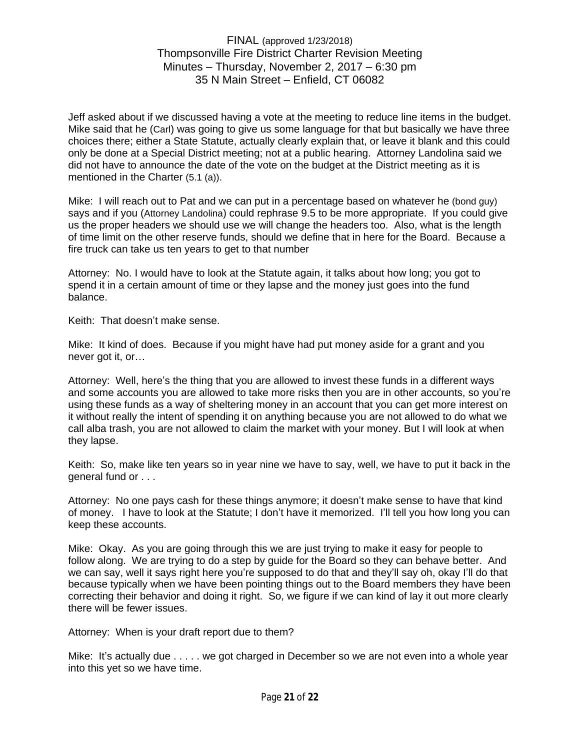FINAL (approved 1/23/2018)
Thompsonville Fire District Charter Revision Meeting
Minutes – Thursday, November 2, 2017 – 6:30 pm
35 N Main Street – Enfield, CT 06082

Jeff asked about if we discussed having a vote at the meeting to reduce line items in the budget. Mike said that he (Carl) was going to give us some language for that but basically we have three choices there; either a State Statute, actually clearly explain that, or leave it blank and this could only be done at a Special District meeting; not at a public hearing. Attorney Landolina said we did not have to announce the date of the vote on the budget at the District meeting as it is mentioned in the Charter (5.1 (a)).

Mike: I will reach out to Pat and we can put in a percentage based on whatever he (bond guy) says and if you (Attorney Landolina) could rephrase 9.5 to be more appropriate. If you could give us the proper headers we should use we will change the headers too. Also, what is the length of time limit on the other reserve funds, should we define that in here for the Board. Because a fire truck can take us ten years to get to that number

Attorney: No. I would have to look at the Statute again, it talks about how long; you got to spend it in a certain amount of time or they lapse and the money just goes into the fund balance.

Keith: That doesn't make sense.

Mike: It kind of does. Because if you might have had put money aside for a grant and you never got it, or…

Attorney: Well, here's the thing that you are allowed to invest these funds in a different ways and some accounts you are allowed to take more risks then you are in other accounts, so you're using these funds as a way of sheltering money in an account that you can get more interest on it without really the intent of spending it on anything because you are not allowed to do what we call alba trash, you are not allowed to claim the market with your money. But I will look at when they lapse.

Keith: So, make like ten years so in year nine we have to say, well, we have to put it back in the general fund or . . .

Attorney: No one pays cash for these things anymore; it doesn't make sense to have that kind of money. I have to look at the Statute; I don't have it memorized. I'll tell you how long you can keep these accounts.

Mike: Okay. As you are going through this we are just trying to make it easy for people to follow along. We are trying to do a step by guide for the Board so they can behave better. And we can say, well it says right here you're supposed to do that and they'll say oh, okay I'll do that because typically when we have been pointing things out to the Board members they have been correcting their behavior and doing it right. So, we figure if we can kind of lay it out more clearly there will be fewer issues.

Attorney: When is your draft report due to them?

Mike: It's actually due . . . . . we got charged in December so we are not even into a whole year into this yet so we have time.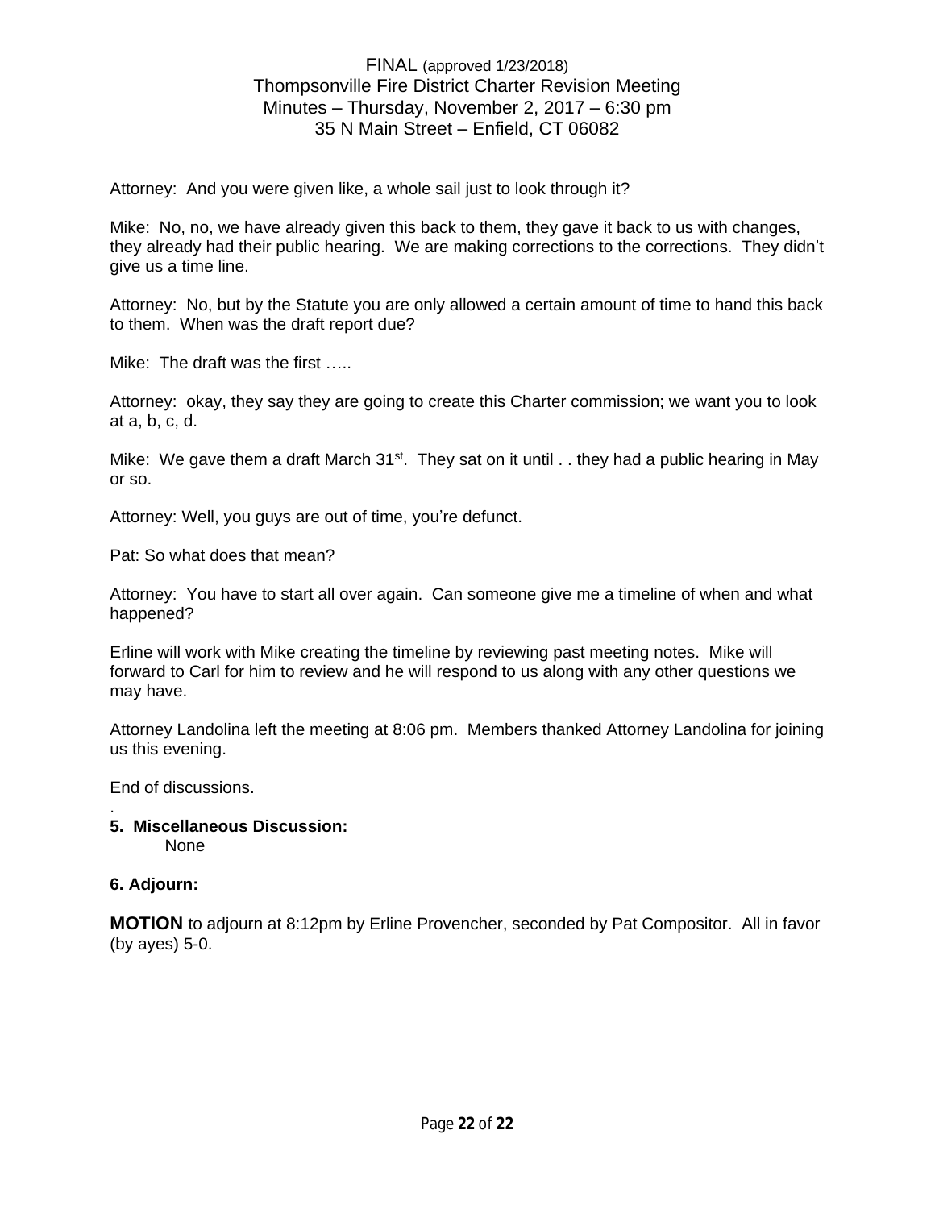FINAL (approved 1/23/2018)
Thompsonville Fire District Charter Revision Meeting
Minutes – Thursday, November 2, 2017 – 6:30 pm
35 N Main Street – Enfield, CT 06082

Attorney: And you were given like, a whole sail just to look through it?

Mike: No, no, we have already given this back to them, they gave it back to us with changes, they already had their public hearing. We are making corrections to the corrections. They didn't give us a time line.

Attorney: No, but by the Statute you are only allowed a certain amount of time to hand this back to them. When was the draft report due?

Mike: The draft was the first …..

Attorney: okay, they say they are going to create this Charter commission; we want you to look at a, b, c, d.

Mike: We gave them a draft March 31st. They sat on it until . . they had a public hearing in May or so.

Attorney: Well, you guys are out of time, you're defunct.

Pat: So what does that mean?

Attorney: You have to start all over again. Can someone give me a timeline of when and what happened?

Erline will work with Mike creating the timeline by reviewing past meeting notes. Mike will forward to Carl for him to review and he will respond to us along with any other questions we may have.

Attorney Landolina left the meeting at 8:06 pm. Members thanked Attorney Landolina for joining us this evening.

End of discussions.

.

**5. Miscellaneous Discussion:**

None

**6. Adjourn:**

**MOTION** to adjourn at 8:12pm by Erline Provencher, seconded by Pat Compositor. All in favor (by ayes) 5-0.